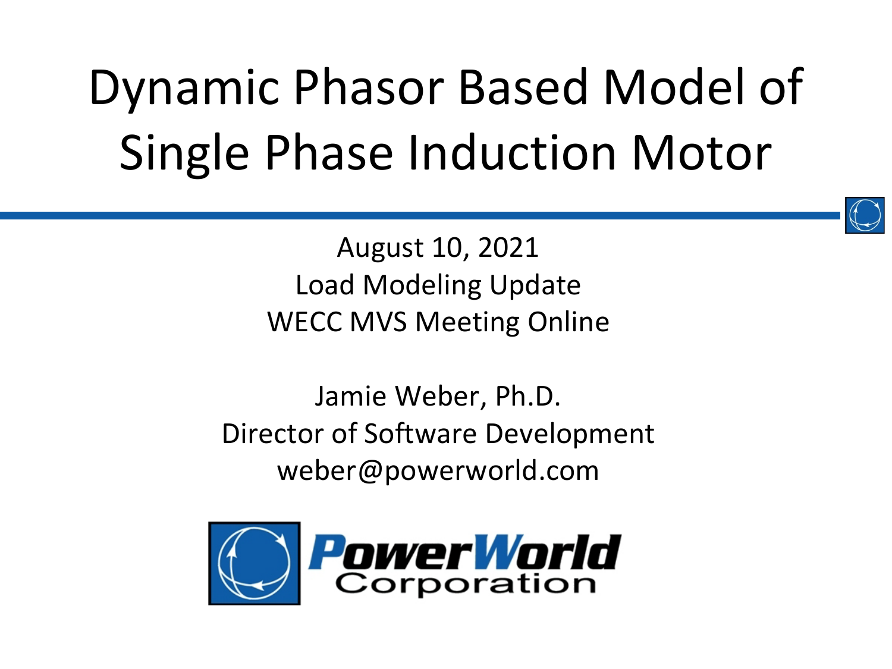# Dynamic Phasor Based Model of Single Phase Induction Motor

August 10, 2021
Load Modeling Update
WECC MVS Meeting Online

Jamie Weber, Ph.D.
Director of Software Development
weber@powerworld.com

PowerWorld Corporation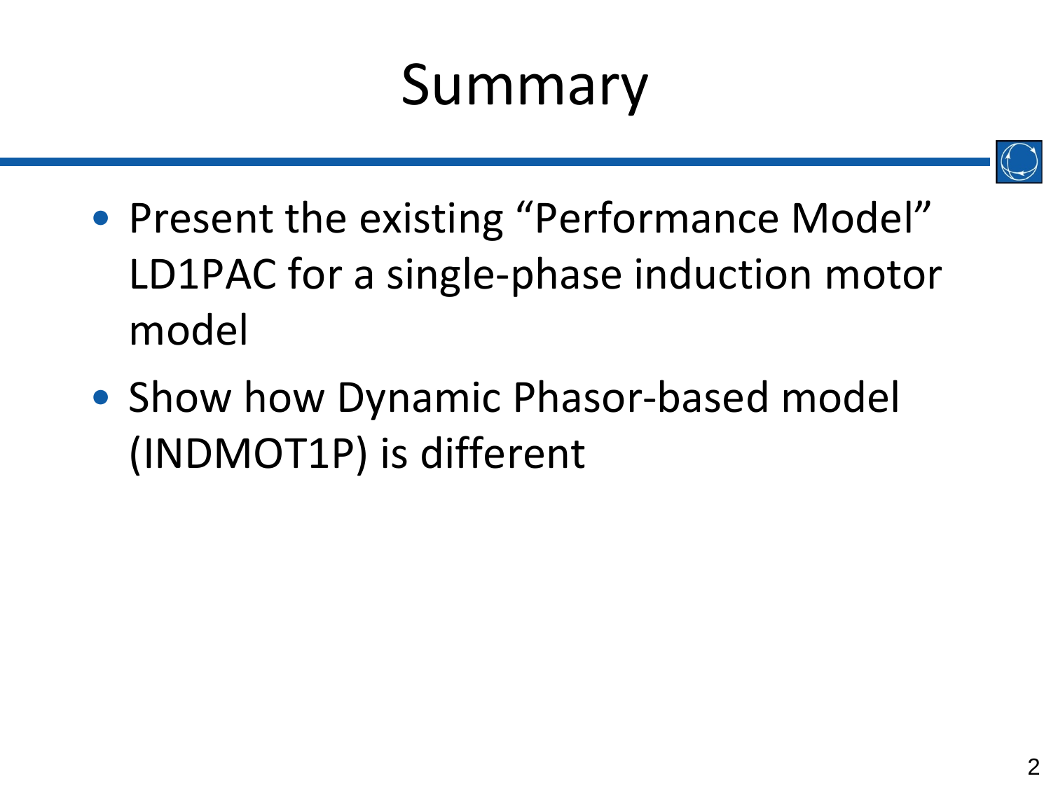# Summary

- Present the existing "Performance Model" LD1PAC for a single-phase induction motor model
- Show how Dynamic Phasor-based model (INDMOT1P) is different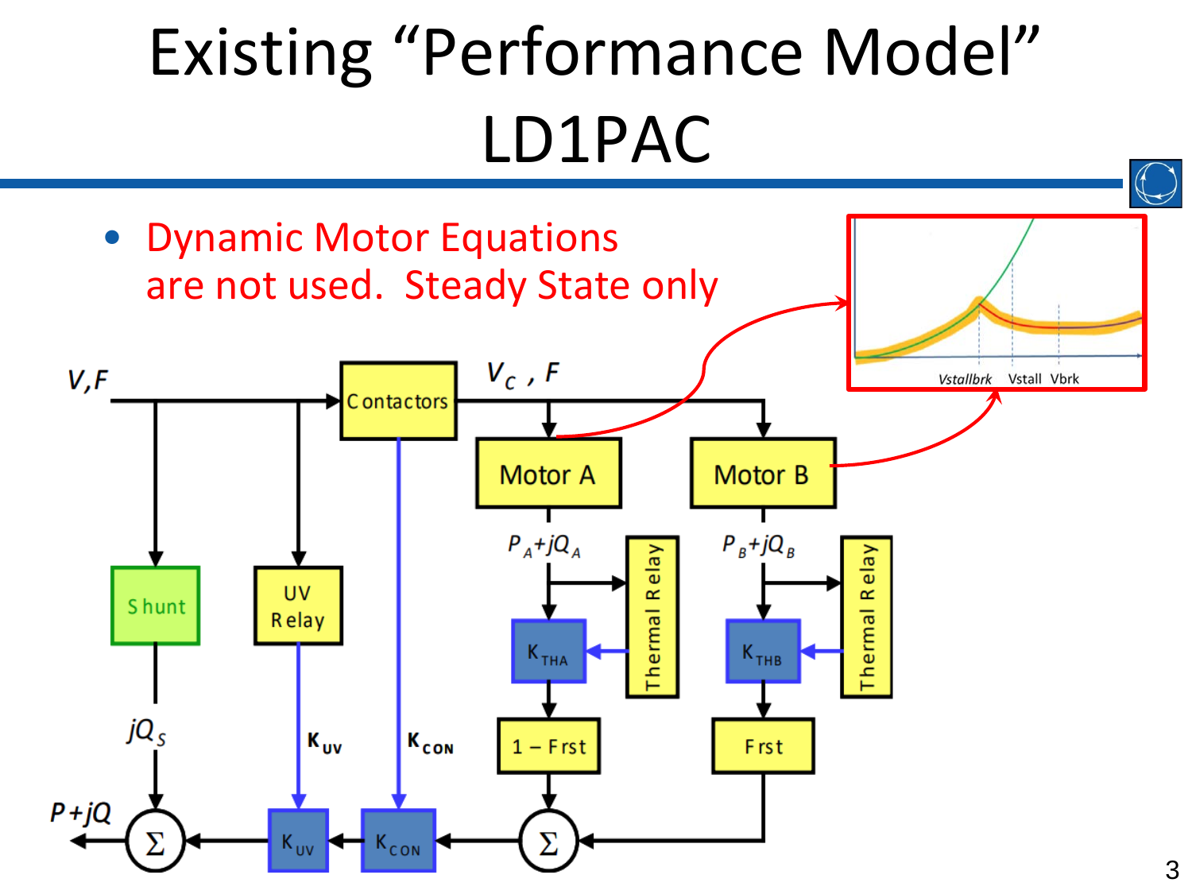# Existing "Performance Model" LD1PAC

- Dynamic Motor Equations are not used. Steady State only

$V, F$

Contactors

$V_C$ , $F$

Motor A

Motor B

$P_A+jQ_A$

$P_B+jQ_B$

Thermal Relay

Thermal Relay

$K_{THA}$

$K_{THB}$

$1 - Frst$

$Frst$

Shunt

UV Relay

$jQ_S$

$K_{UV}$

$K_{CON}$

$P+jQ$

$\Sigma$

$K_{UV}$

$K_{CON}$

$\Sigma$

Vstallbrk Vstall Vbrk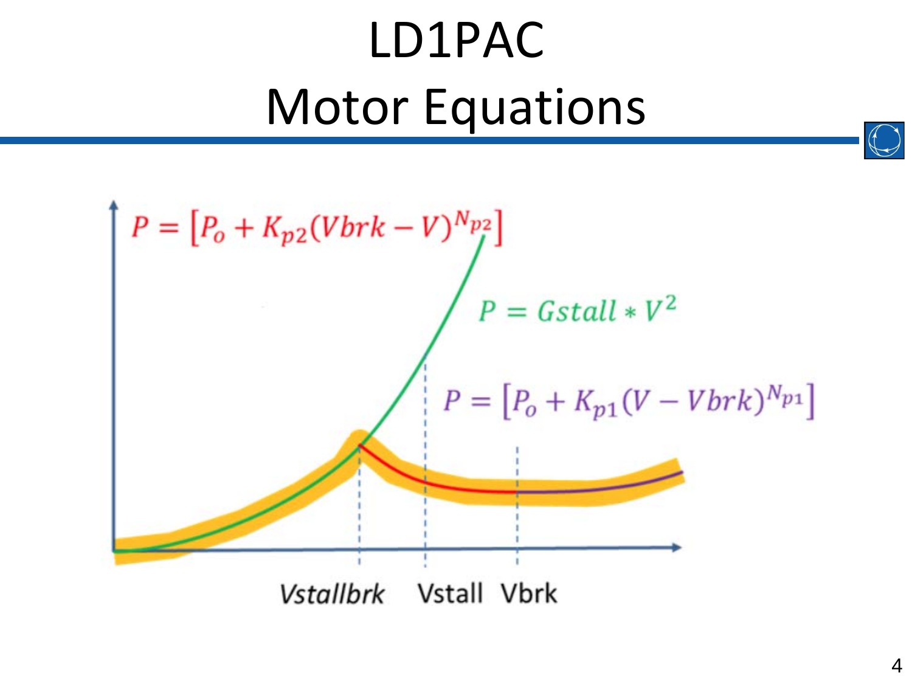# LD1PAC Motor Equations

$$P = \left[P_o + K_{p2}(Vbrk - V)^{N_{p2}}\right]$$

$$P = Gstall * V^2$$

$$P = \left[P_o + K_{p1}(V - Vbrk)^{N_{p1}}\right]$$

*Vstallbrk* Vstall Vbrk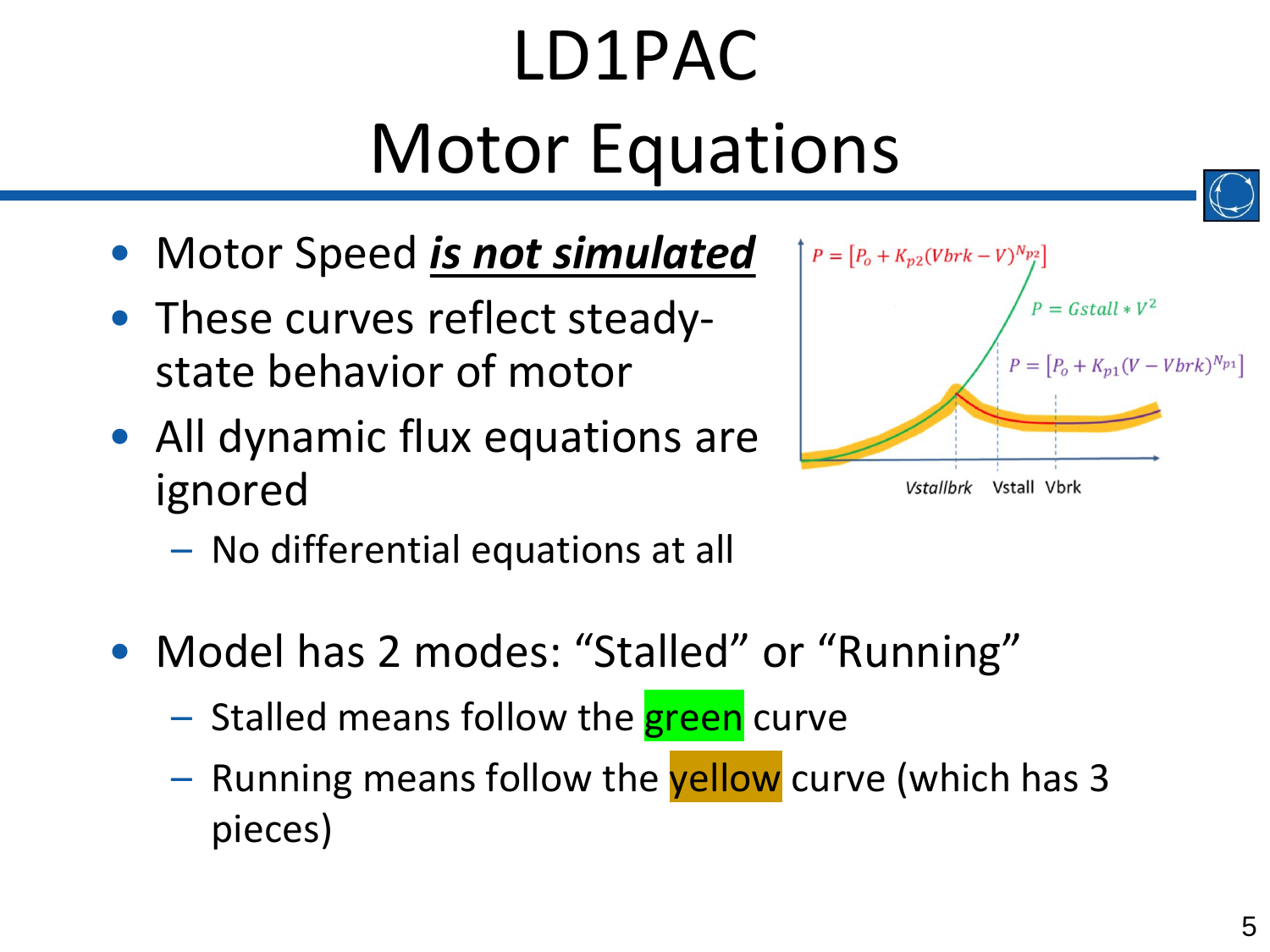# LD1PAC Motor Equations

- Motor Speed ***is not simulated***
- These curves reflect steady-state behavior of motor
- All dynamic flux equations are ignored
  - No differential equations at all

$P = [P_o + K_{p2}(Vbrk - V)^{N_{p2}}]$

$P = Gstall * V^2$

$P = [P_o + K_{p1}(V - Vbrk)^{N_{p1}}]$

Vstallbrk Vstall Vbrk

- Model has 2 modes: "Stalled" or "Running"
  - Stalled means follow the green curve
  - Running means follow the yellow curve (which has 3 pieces)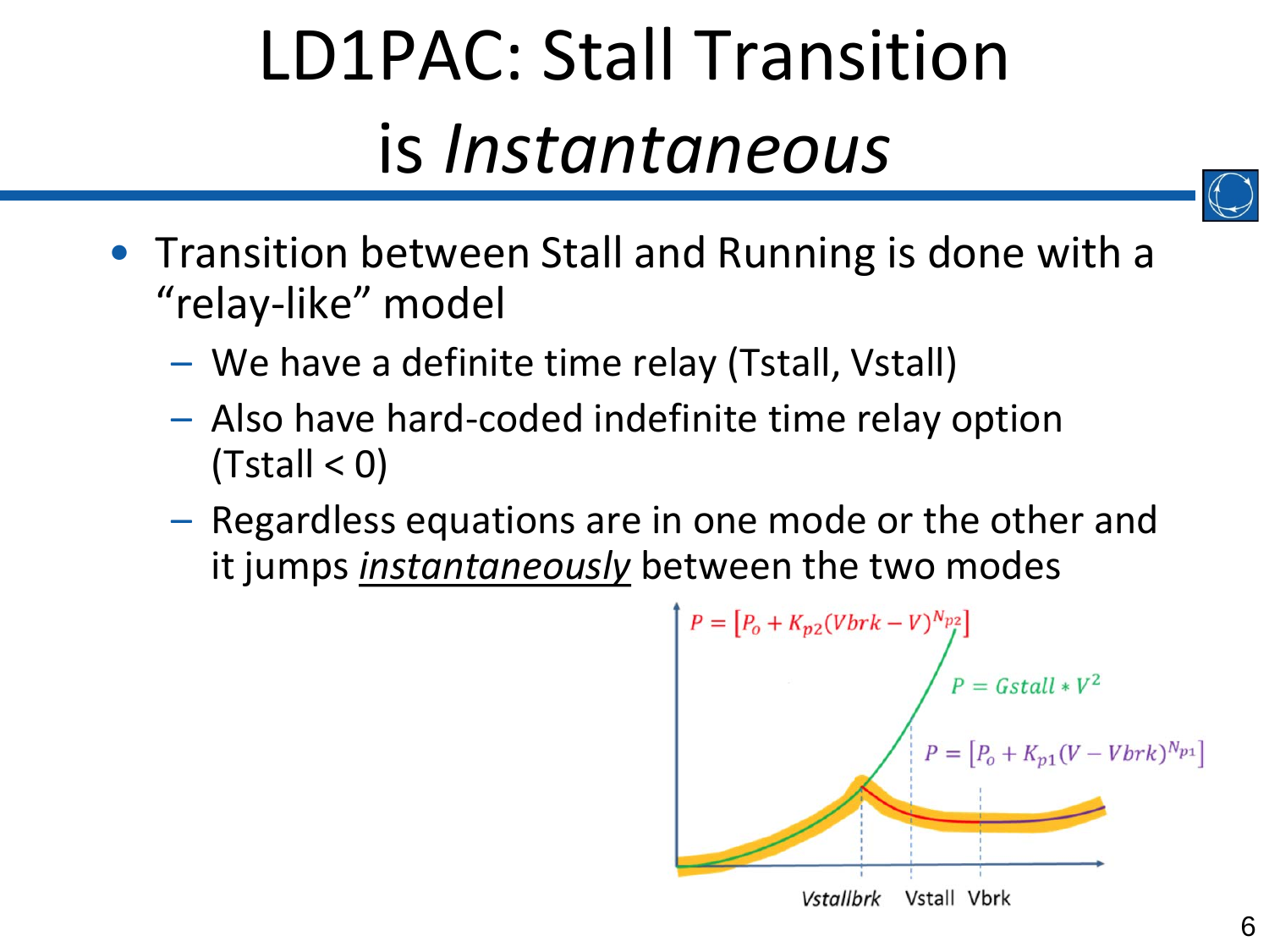# LD1PAC: Stall Transition is *Instantaneous*

- Transition between Stall and Running is done with a "relay-like" model
  - We have a definite time relay (Tstall, Vstall)
  - Also have hard-coded indefinite time relay option (Tstall < 0)
  - Regardless equations are in one mode or the other and it jumps *instantaneously* between the two modes

$P = \left[P_o + K_{p2}(Vbrk - V)^{N_{p2}}\right]$

$P = Gstall * V^2$

$P = \left[P_o + K_{p1}(V - Vbrk)^{N_{p1}}\right]$

*Vstallbrk* Vstall Vbrk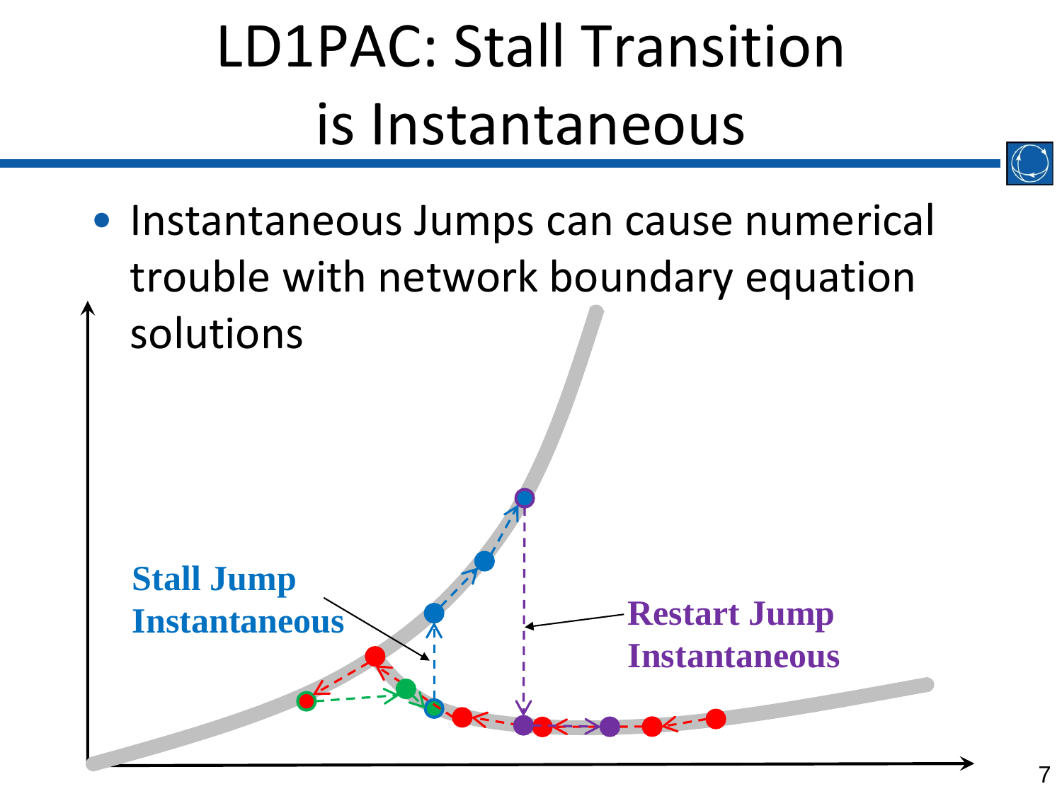# LD1PAC: Stall Transition is Instantaneous

- Instantaneous Jumps can cause numerical trouble with network boundary equation solutions

**Stall Jump Instantaneous**

**Restart Jump Instantaneous**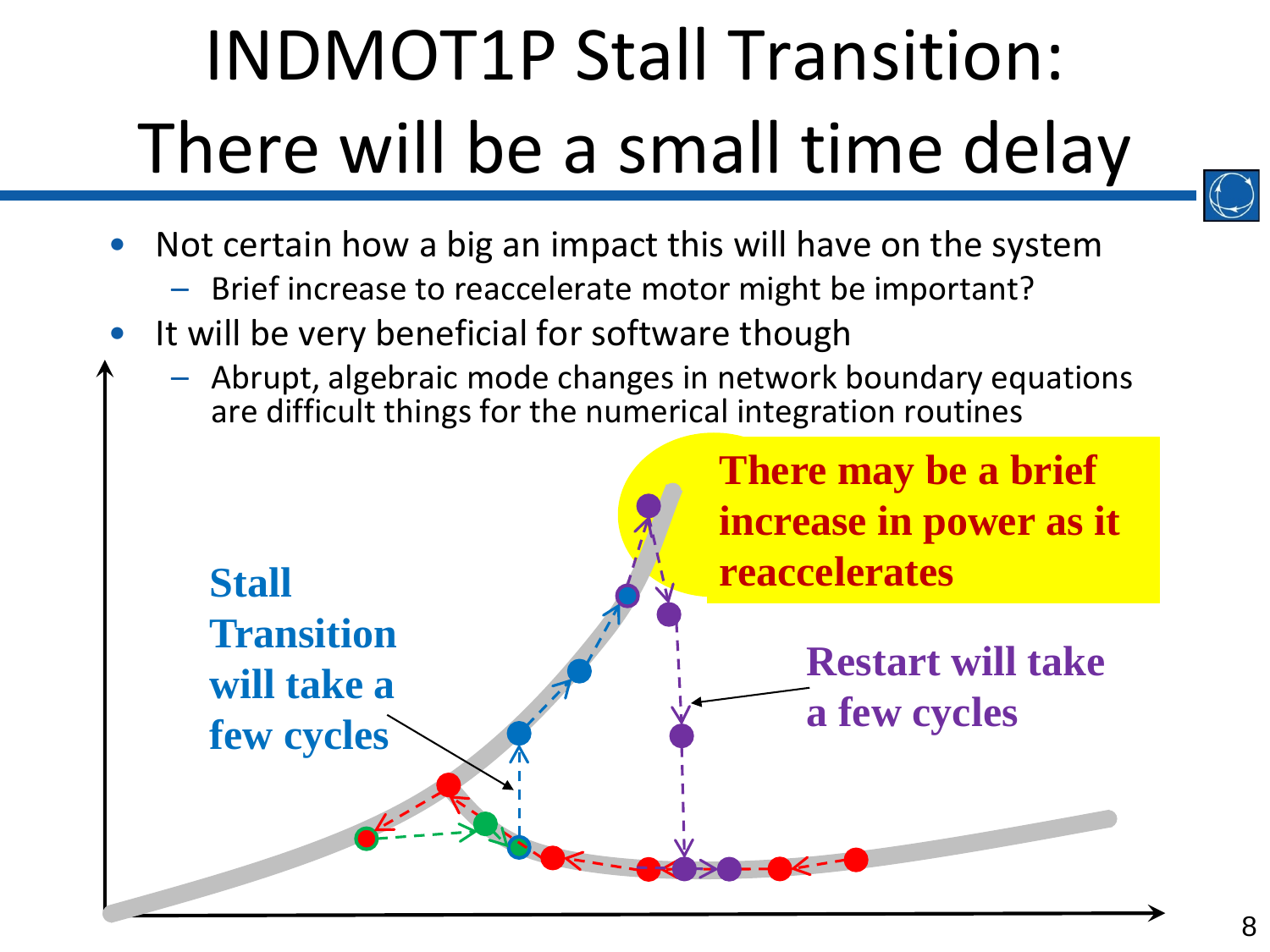# INDMOT1P Stall Transition: There will be a small time delay

- Not certain how a big an impact this will have on the system
  - Brief increase to reaccelerate motor might be important?
- It will be very beneficial for software though
  - Abrupt, algebraic mode changes in network boundary equations are difficult things for the numerical integration routines

**Stall Transition will take a few cycles**

**There may be a brief increase in power as it reaccelerates**

**Restart will take a few cycles**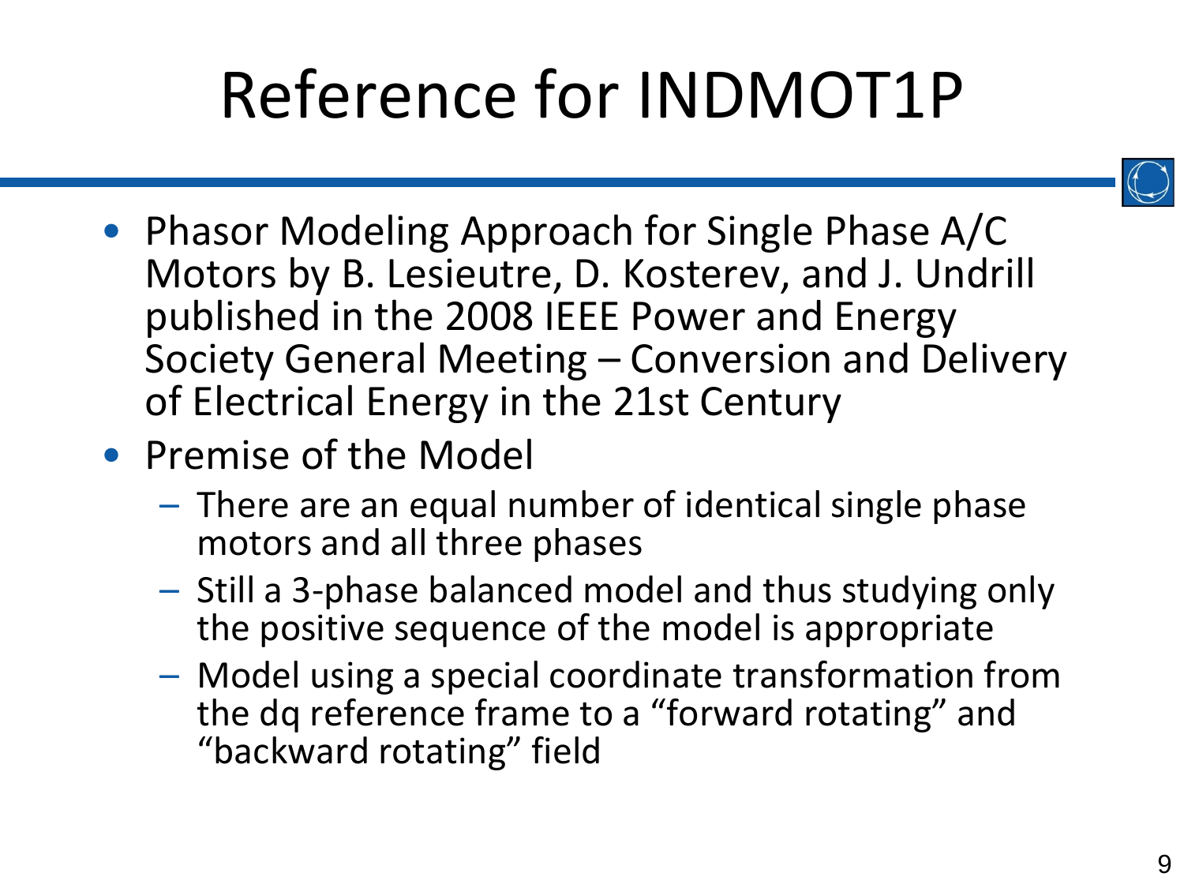# Reference for INDMOT1P

- Phasor Modeling Approach for Single Phase A/C Motors by B. Lesieutre, D. Kosterev, and J. Undrill published in the 2008 IEEE Power and Energy Society General Meeting – Conversion and Delivery of Electrical Energy in the 21st Century
- Premise of the Model
  - There are an equal number of identical single phase motors and all three phases
  - Still a 3-phase balanced model and thus studying only the positive sequence of the model is appropriate
  - Model using a special coordinate transformation from the dq reference frame to a "forward rotating" and "backward rotating" field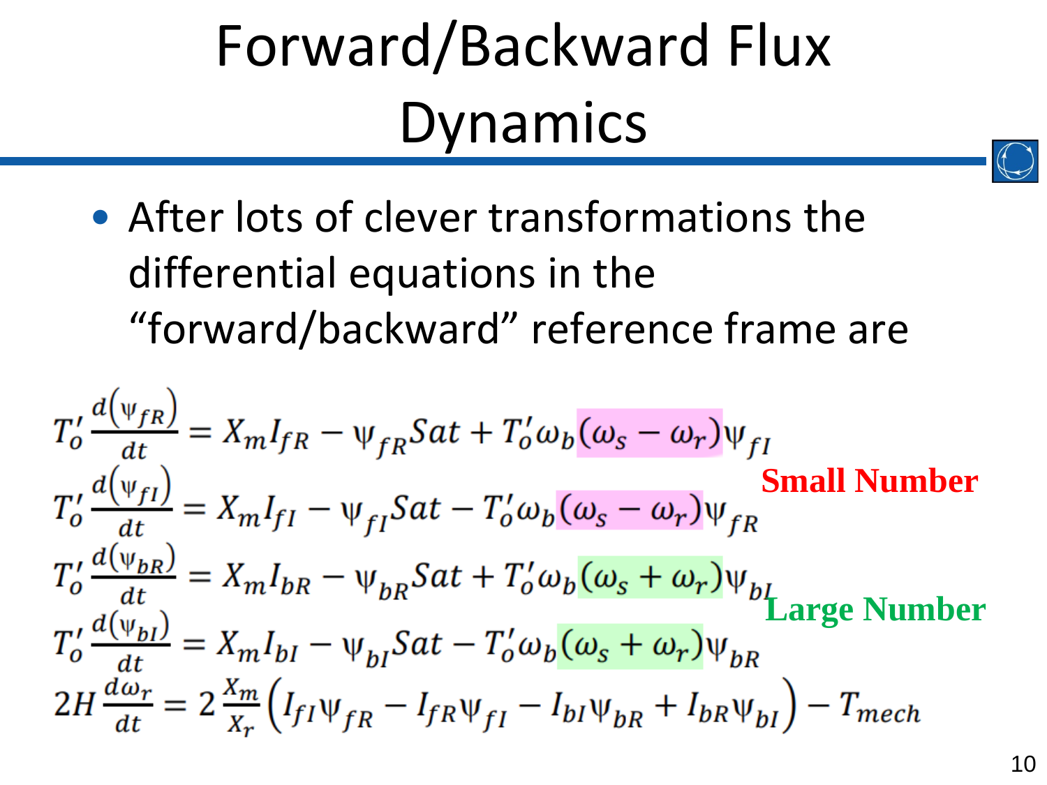# Forward/Backward Flux Dynamics

- After lots of clever transformations the differential equations in the "forward/backward" reference frame are

$$T_o' \frac{d(\psi_{fR})}{dt} = X_m I_{fR} - \psi_{fR} Sat + T_o' \omega_b (\omega_s - \omega_r) \psi_{fI}$$

$$T_o' \frac{d(\psi_{fI})}{dt} = X_m I_{fI} - \psi_{fI} Sat - T_o' \omega_b (\omega_s - \omega_r) \psi_{fR}$$

**Small Number**

$$T_o' \frac{d(\psi_{bR})}{dt} = X_m I_{bR} - \psi_{bR} Sat + T_o' \omega_b (\omega_s + \omega_r) \psi_{bI}$$

$$T_o' \frac{d(\psi_{bI})}{dt} = X_m I_{bI} - \psi_{bI} Sat - T_o' \omega_b (\omega_s + \omega_r) \psi_{bR}$$

**Large Number**

$$2H \frac{d\omega_r}{dt} = 2 \frac{X_m}{X_r} \left( I_{fI} \psi_{fR} - I_{fR} \psi_{fI} - I_{bI} \psi_{bR} + I_{bR} \psi_{bI} \right) - T_{mech}$$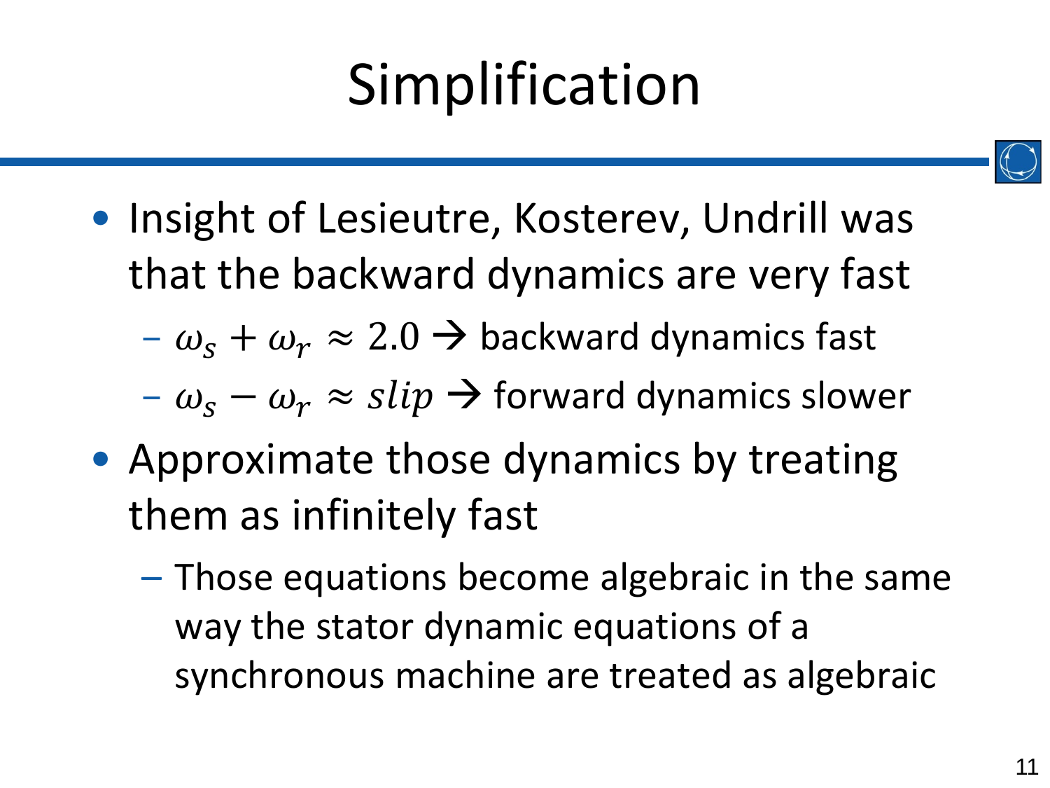# Simplification

- Insight of Lesieutre, Kosterev, Undrill was that the backward dynamics are very fast
  - $\omega_s + \omega_r \approx 2.0$ → backward dynamics fast
  - $\omega_s - \omega_r \approx slip$ → forward dynamics slower
- Approximate those dynamics by treating them as infinitely fast
  - Those equations become algebraic in the same way the stator dynamic equations of a synchronous machine are treated as algebraic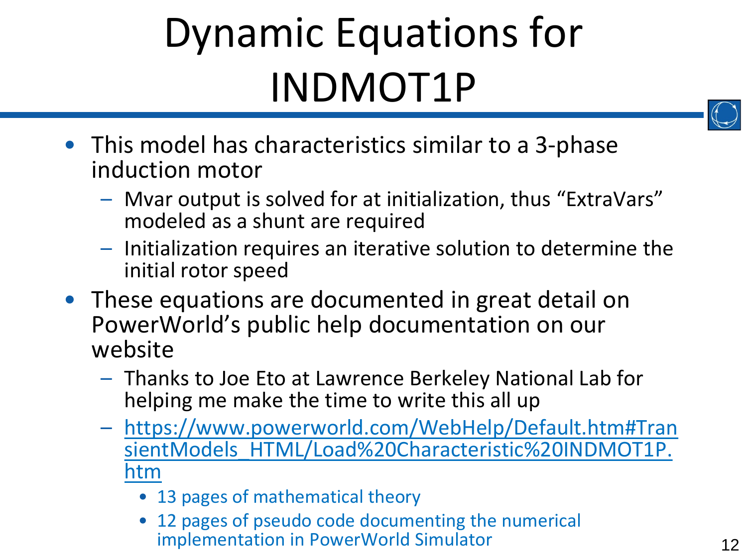# Dynamic Equations for INDMOT1P

- This model has characteristics similar to a 3-phase induction motor
  - Mvar output is solved for at initialization, thus “ExtraVars” modeled as a shunt are required
  - Initialization requires an iterative solution to determine the initial rotor speed
- These equations are documented in great detail on PowerWorld’s public help documentation on our website
  - Thanks to Joe Eto at Lawrence Berkeley National Lab for helping me make the time to write this all up
  - https://www.powerworld.com/WebHelp/Default.htm#TransientModels_HTML/Load%20Characteristic%20INDMOT1P.htm
    - 13 pages of mathematical theory
    - 12 pages of pseudo code documenting the numerical implementation in PowerWorld Simulator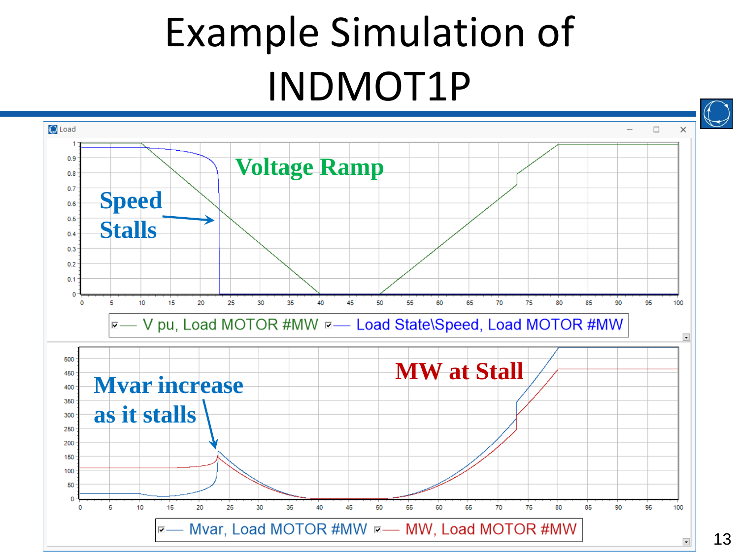# Example Simulation of INDMOT1P

Load

Voltage Ramp

Speed Stalls

1
0.9
0.8
0.7
0.6
0.5
0.4
0.3
0.2
0.1
0

0 5 10 15 20 25 30 35 40 45 50 55 60 65 70 75 80 85 90 95 100

V pu, Load MOTOR #MW    Load State\Speed, Load MOTOR #MW

Mvar increase as it stalls

MW at Stall

500
450
400
350
300
250
200
150
100
50
0

0 5 10 15 20 25 30 35 40 45 50 55 60 65 70 75 80 85 90 95 100

Mvar, Load MOTOR #MW    MW, Load MOTOR #MW